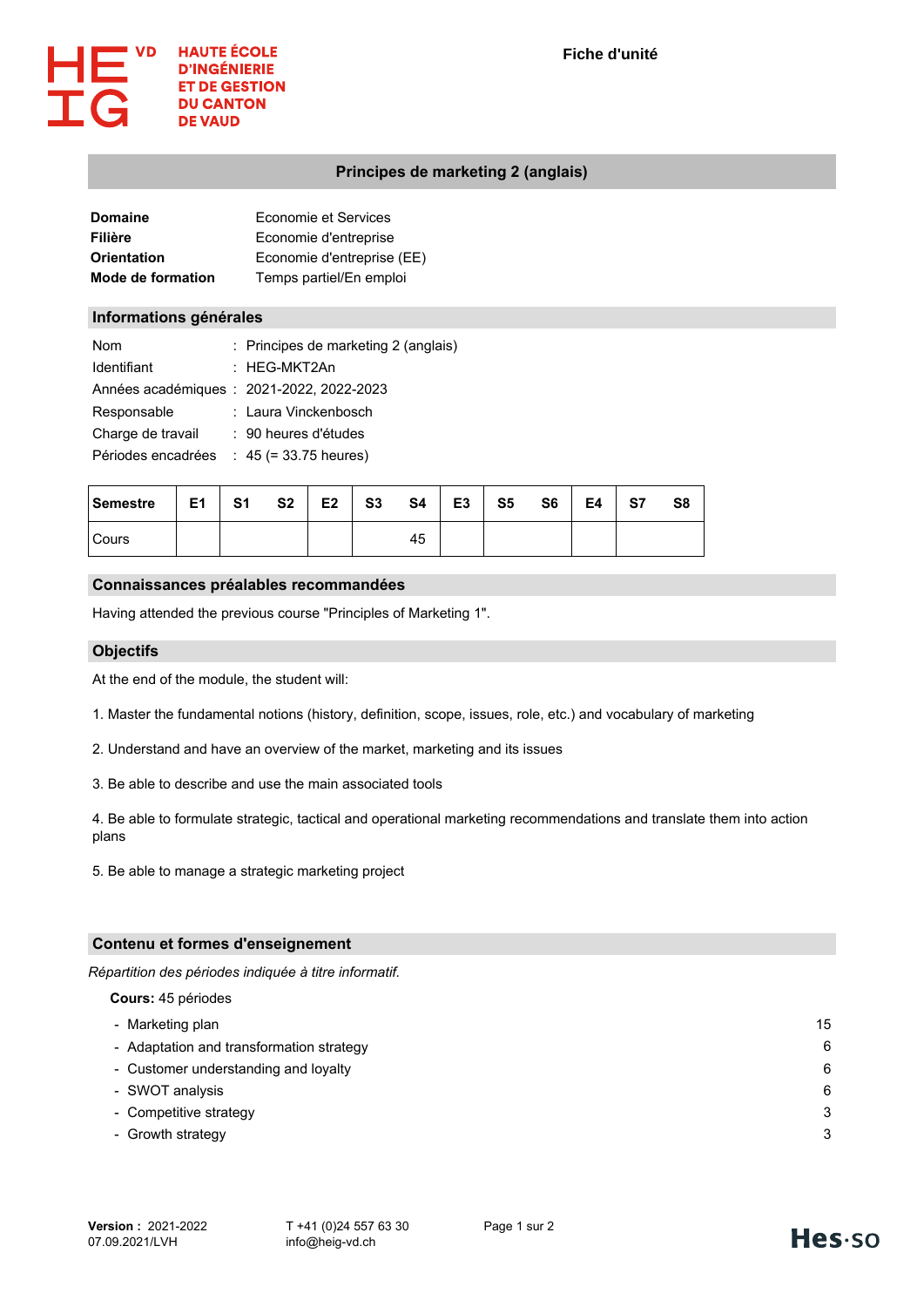HAUTE ÉCOLE D'INGÉNIERIE ET DE GESTION DU CANTON DE VAUD

**Fiche d'unité**

# Principes de marketing 2 (anglais)

| | |
|---|---|
| **Domaine** | Economie et Services |
| **Filière** | Economie d'entreprise |
| **Orientation** | Economie d'entreprise (EE) |
| **Mode de formation** | Temps partiel/En emploi |

## Informations générales

| | | |
|---|---|---|
| Nom | : | Principes de marketing 2 (anglais) |
| Identifiant | : | HEG-MKT2An |
| Années académiques | : | 2021-2022, 2022-2023 |
| Responsable | : | Laura Vinckenbosch |
| Charge de travail | : | 90 heures d'études |
| Périodes encadrées | : | 45 (= 33.75 heures) |

| Semestre | E1 | S1 | S2 | E2 | S3 | S4 | E3 | S5 | S6 | E4 | S7 | S8 |
|---|---|---|---|---|---|---|---|---|---|---|---|---|
| Cours | | | | | | 45 | | | | | | |

## Connaissances préalables recommandées

Having attended the previous course "Principles of Marketing 1".

## Objectifs

At the end of the module, the student will:

1. Master the fundamental notions (history, definition, scope, issues, role, etc.) and vocabulary of marketing

2. Understand and have an overview of the market, marketing and its issues

3. Be able to describe and use the main associated tools

4. Be able to formulate strategic, tactical and operational marketing recommendations and translate them into action plans

5. Be able to manage a strategic marketing project

## Contenu et formes d'enseignement

*Répartition des périodes indiquée à titre informatif.*

**Cours:** 45 périodes

| | |
|---|---|
| - Marketing plan | 15 |
| - Adaptation and transformation strategy | 6 |
| - Customer understanding and loyalty | 6 |
| - SWOT analysis | 6 |
| - Competitive strategy | 3 |
| - Growth strategy | 3 |

**Version :** 2021-2022
07.09.2021/LVH

T +41 (0)24 557 63 30
info@heig-vd.ch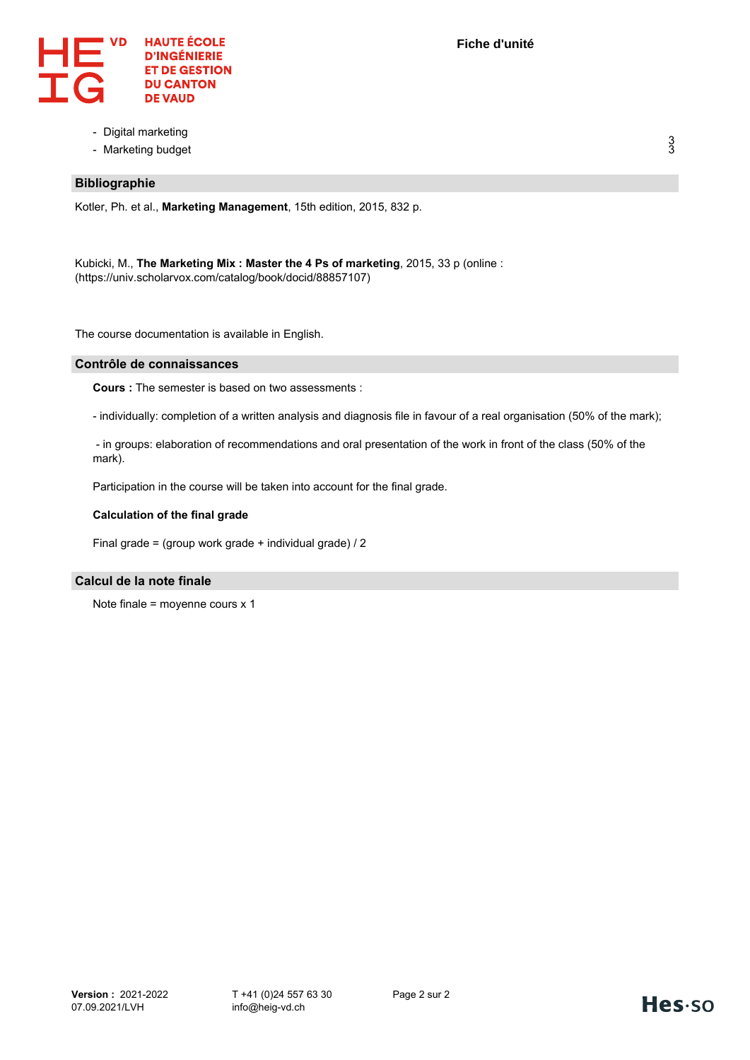- Digital marketing 3
- Marketing budget 3

## Bibliographie

Kotler, Ph. et al., **Marketing Management**, 15th edition, 2015, 832 p.

Kubicki, M., **The Marketing Mix : Master the 4 Ps of marketing**, 2015, 33 p (online : (https://univ.scholarvox.com/catalog/book/docid/88857107)

The course documentation is available in English.

## Contrôle de connaissances

**Cours :** The semester is based on two assessments :

- individually: completion of a written analysis and diagnosis file in favour of a real organisation (50% of the mark);

- in groups: elaboration of recommendations and oral presentation of the work in front of the class (50% of the mark).

Participation in the course will be taken into account for the final grade.

**Calculation of the final grade**

Final grade = (group work grade + individual grade) / 2

## Calcul de la note finale

Note finale = moyenne cours x 1